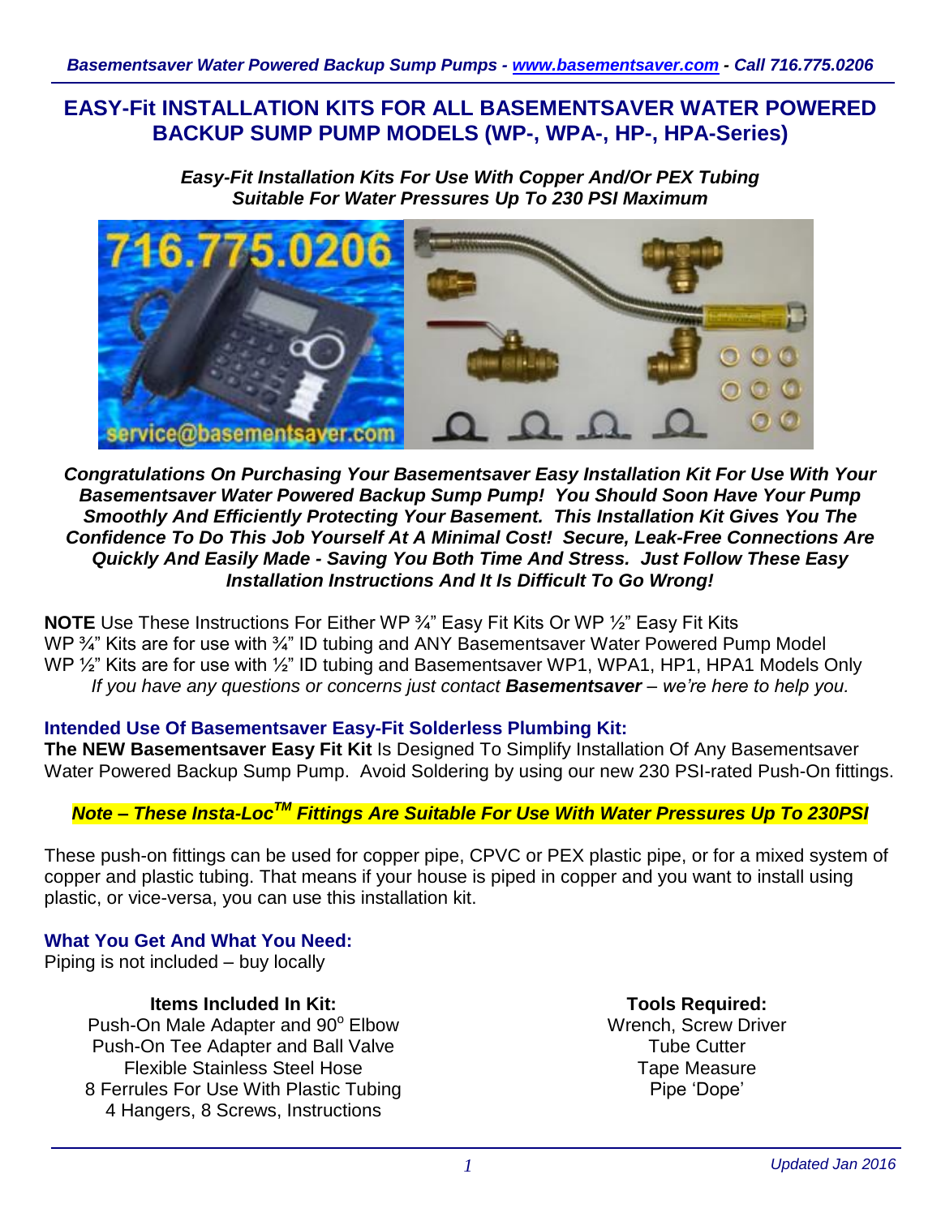# EASY-Fit INSTALLATION KITS FOR ALL BASEMENTSAVER WATER POWERED BACKUP SUMP PUMP MODELS (WP-, WPA-, HP-, HPA-Series)

***Easy-Fit Installation Kits For Use With Copper And/Or PEX Tubing***
***Suitable For Water Pressures Up To 230 PSI Maximum***

***Congratulations On Purchasing Your Basementsaver Easy Installation Kit For Use With Your Basementsaver Water Powered Backup Sump Pump! You Should Soon Have Your Pump Smoothly And Efficiently Protecting Your Basement. This Installation Kit Gives You The Confidence To Do This Job Yourself At A Minimal Cost! Secure, Leak-Free Connections Are Quickly And Easily Made - Saving You Both Time And Stress. Just Follow These Easy Installation Instructions And It Is Difficult To Go Wrong!***

**NOTE** Use These Instructions For Either WP ¾" Easy Fit Kits Or WP ½" Easy Fit Kits
WP ¾" Kits are for use with ¾" ID tubing and ANY Basementsaver Water Powered Pump Model
WP ½" Kits are for use with ½" ID tubing and Basementsaver WP1, WPA1, HP1, HPA1 Models Only
*If you have any questions or concerns just contact **Basementsaver** – we're here to help you.*

### Intended Use Of Basementsaver Easy-Fit Solderless Plumbing Kit:

**The NEW Basementsaver Easy Fit Kit** Is Designed To Simplify Installation Of Any Basementsaver Water Powered Backup Sump Pump. Avoid Soldering by using our new 230 PSI-rated Push-On fittings.

***Note – These Insta-Loc™ Fittings Are Suitable For Use With Water Pressures Up To 230PSI***

These push-on fittings can be used for copper pipe, CPVC or PEX plastic pipe, or for a mixed system of copper and plastic tubing. That means if your house is piped in copper and you want to install using plastic, or vice-versa, you can use this installation kit.

### What You Get And What You Need:

Piping is not included – buy locally

**Items Included In Kit:**
Push-On Male Adapter and 90° Elbow
Push-On Tee Adapter and Ball Valve
Flexible Stainless Steel Hose
8 Ferrules For Use With Plastic Tubing
4 Hangers, 8 Screws, Instructions

**Tools Required:**
Wrench, Screw Driver
Tube Cutter
Tape Measure
Pipe 'Dope'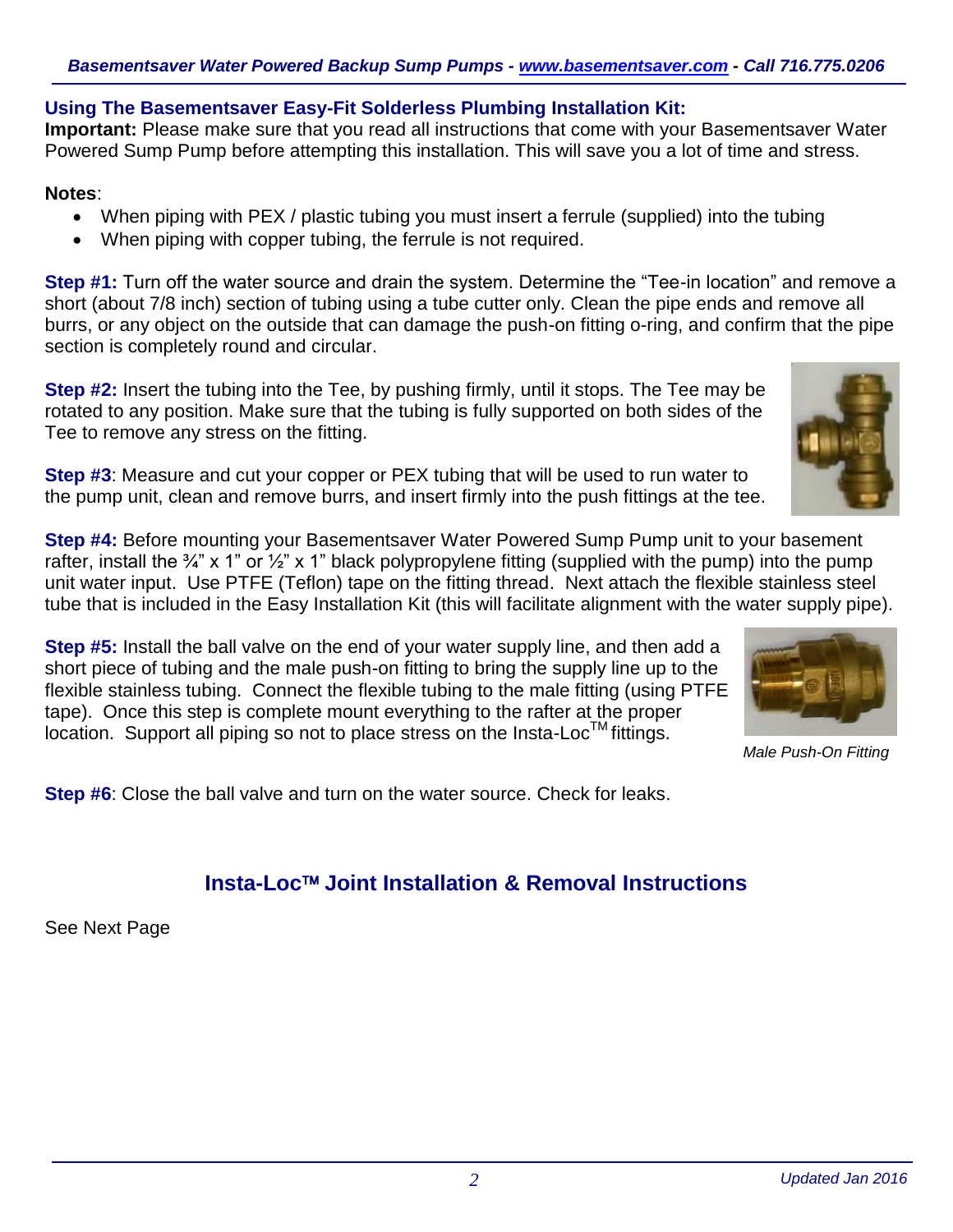### Using The Basementsaver Easy-Fit Solderless Plumbing Installation Kit:

**Important:** Please make sure that you read all instructions that come with your Basementsaver Water Powered Sump Pump before attempting this installation. This will save you a lot of time and stress.

**Notes**:

- When piping with PEX / plastic tubing you must insert a ferrule (supplied) into the tubing
- When piping with copper tubing, the ferrule is not required.

**Step #1:** Turn off the water source and drain the system. Determine the "Tee-in location" and remove a short (about 7/8 inch) section of tubing using a tube cutter only. Clean the pipe ends and remove all burrs, or any object on the outside that can damage the push-on fitting o-ring, and confirm that the pipe section is completely round and circular.

**Step #2:** Insert the tubing into the Tee, by pushing firmly, until it stops. The Tee may be rotated to any position. Make sure that the tubing is fully supported on both sides of the Tee to remove any stress on the fitting.

**Step #3**: Measure and cut your copper or PEX tubing that will be used to run water to the pump unit, clean and remove burrs, and insert firmly into the push fittings at the tee.

**Step #4:** Before mounting your Basementsaver Water Powered Sump Pump unit to your basement rafter, install the ¾" x 1" or ½" x 1" black polypropylene fitting (supplied with the pump) into the pump unit water input. Use PTFE (Teflon) tape on the fitting thread. Next attach the flexible stainless steel tube that is included in the Easy Installation Kit (this will facilitate alignment with the water supply pipe).

**Step #5:** Install the ball valve on the end of your water supply line, and then add a short piece of tubing and the male push-on fitting to bring the supply line up to the flexible stainless tubing. Connect the flexible tubing to the male fitting (using PTFE tape). Once this step is complete mount everything to the rafter at the proper location. Support all piping so not to place stress on the Insta-Loc™ fittings.

*Male Push-On Fitting*

**Step #6**: Close the ball valve and turn on the water source. Check for leaks.

## Insta-Loc™ Joint Installation & Removal Instructions

See Next Page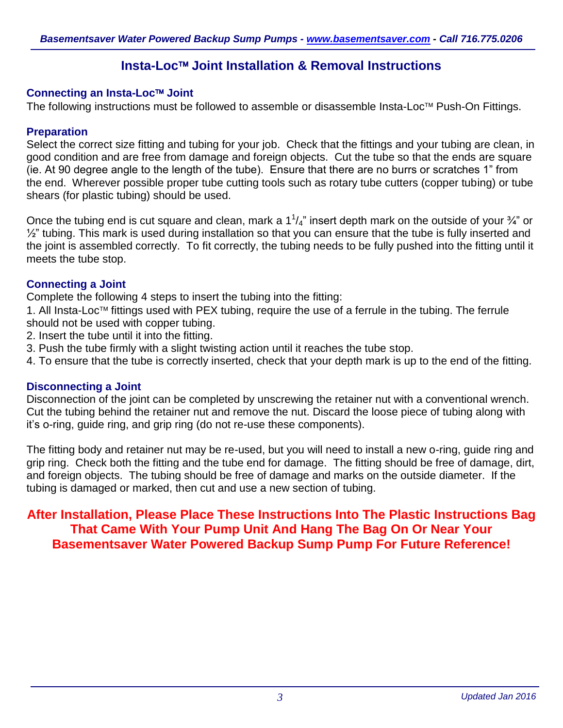## Insta-Loc™ Joint Installation & Removal Instructions

### Connecting an Insta-Loc™ Joint

The following instructions must be followed to assemble or disassemble Insta-Loc™ Push-On Fittings.

### Preparation

Select the correct size fitting and tubing for your job. Check that the fittings and your tubing are clean, in good condition and are free from damage and foreign objects. Cut the tube so that the ends are square (ie. At 90 degree angle to the length of the tube). Ensure that there are no burrs or scratches 1" from the end. Wherever possible proper tube cutting tools such as rotary tube cutters (copper tubing) or tube shears (for plastic tubing) should be used.

Once the tubing end is cut square and clean, mark a 1 1/4" insert depth mark on the outside of your ¾" or ½" tubing. This mark is used during installation so that you can ensure that the tube is fully inserted and the joint is assembled correctly. To fit correctly, the tubing needs to be fully pushed into the fitting until it meets the tube stop.

### Connecting a Joint

Complete the following 4 steps to insert the tubing into the fitting:

1. All Insta-Loc™ fittings used with PEX tubing, require the use of a ferrule in the tubing. The ferrule should not be used with copper tubing.
2. Insert the tube until it into the fitting.
3. Push the tube firmly with a slight twisting action until it reaches the tube stop.
4. To ensure that the tube is correctly inserted, check that your depth mark is up to the end of the fitting.

### Disconnecting a Joint

Disconnection of the joint can be completed by unscrewing the retainer nut with a conventional wrench. Cut the tubing behind the retainer nut and remove the nut. Discard the loose piece of tubing along with it's o-ring, guide ring, and grip ring (do not re-use these components).

The fitting body and retainer nut may be re-used, but you will need to install a new o-ring, guide ring and grip ring. Check both the fitting and the tube end for damage. The fitting should be free of damage, dirt, and foreign objects. The tubing should be free of damage and marks on the outside diameter. If the tubing is damaged or marked, then cut and use a new section of tubing.

**After Installation, Please Place These Instructions Into The Plastic Instructions Bag That Came With Your Pump Unit And Hang The Bag On Or Near Your Basementsaver Water Powered Backup Sump Pump For Future Reference!**